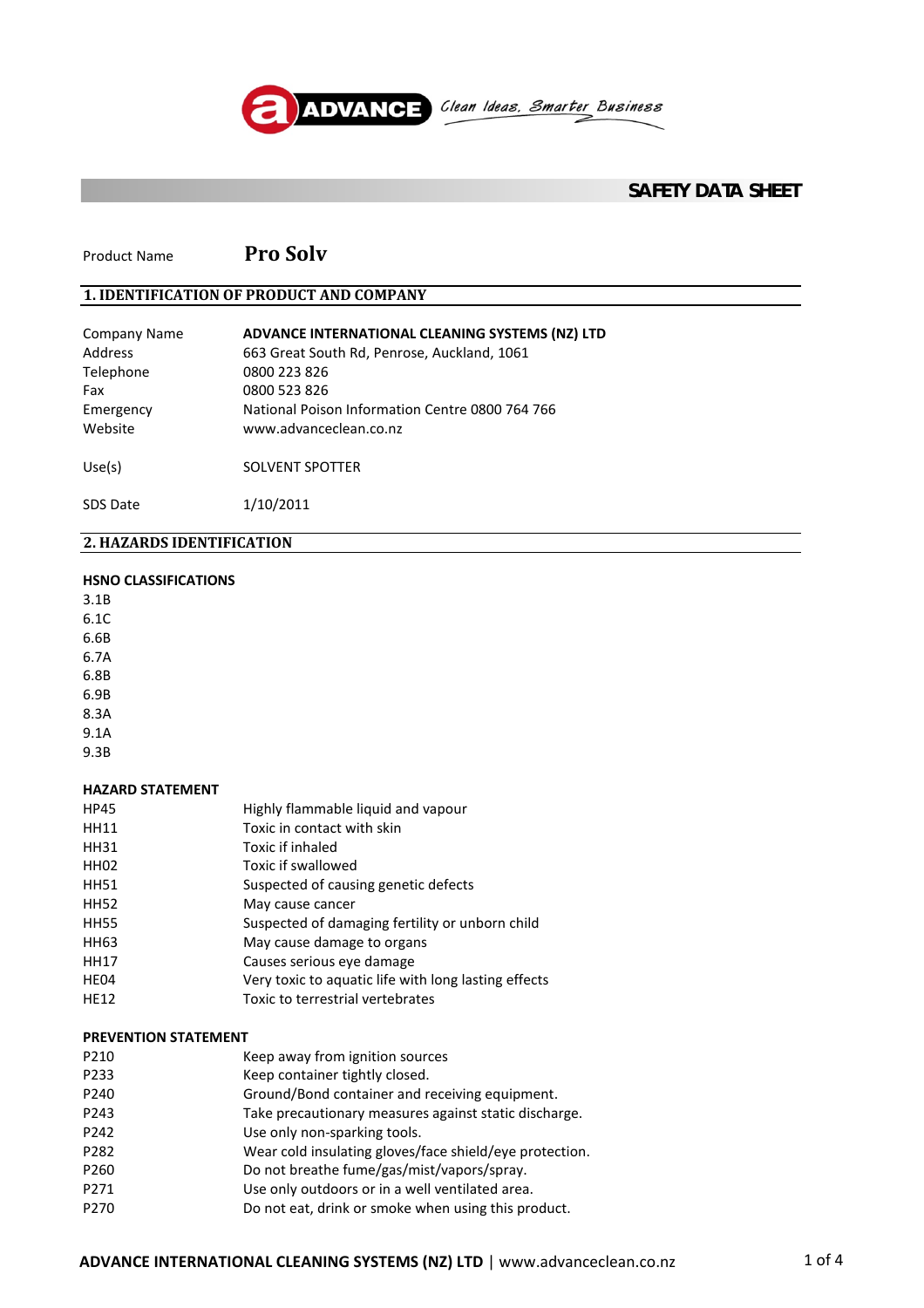ADVANCE Clean Ideas, Smarter Business

# SAFETY DATA SHEET

Product Name **Pro Solv**

## 1. IDENTIFICATION OF PRODUCT AND COMPANY

| | |
|---|---|
| Company Name | **ADVANCE INTERNATIONAL CLEANING SYSTEMS (NZ) LTD** |
| Address | 663 Great South Rd, Penrose, Auckland, 1061 |
| Telephone | 0800 223 826 |
| Fax | 0800 523 826 |
| Emergency | National Poison Information Centre 0800 764 766 |
| Website | www.advanceclean.co.nz |
| Use(s) | SOLVENT SPOTTER |
| SDS Date | 1/10/2011 |

## 2. HAZARDS IDENTIFICATION

**HSNO CLASSIFICATIONS**

3.1B
6.1C
6.6B
6.7A
6.8B
6.9B
8.3A
9.1A
9.3B

**HAZARD STATEMENT**

| | |
|---|---|
| HP45 | Highly flammable liquid and vapour |
| HH11 | Toxic in contact with skin |
| HH31 | Toxic if inhaled |
| HH02 | Toxic if swallowed |
| HH51 | Suspected of causing genetic defects |
| HH52 | May cause cancer |
| HH55 | Suspected of damaging fertility or unborn child |
| HH63 | May cause damage to organs |
| HH17 | Causes serious eye damage |
| HE04 | Very toxic to aquatic life with long lasting effects |
| HE12 | Toxic to terrestrial vertebrates |

**PREVENTION STATEMENT**

| | |
|---|---|
| P210 | Keep away from ignition sources |
| P233 | Keep container tightly closed. |
| P240 | Ground/Bond container and receiving equipment. |
| P243 | Take precautionary measures against static discharge. |
| P242 | Use only non-sparking tools. |
| P282 | Wear cold insulating gloves/face shield/eye protection. |
| P260 | Do not breathe fume/gas/mist/vapors/spray. |
| P271 | Use only outdoors or in a well ventilated area. |
| P270 | Do not eat, drink or smoke when using this product. |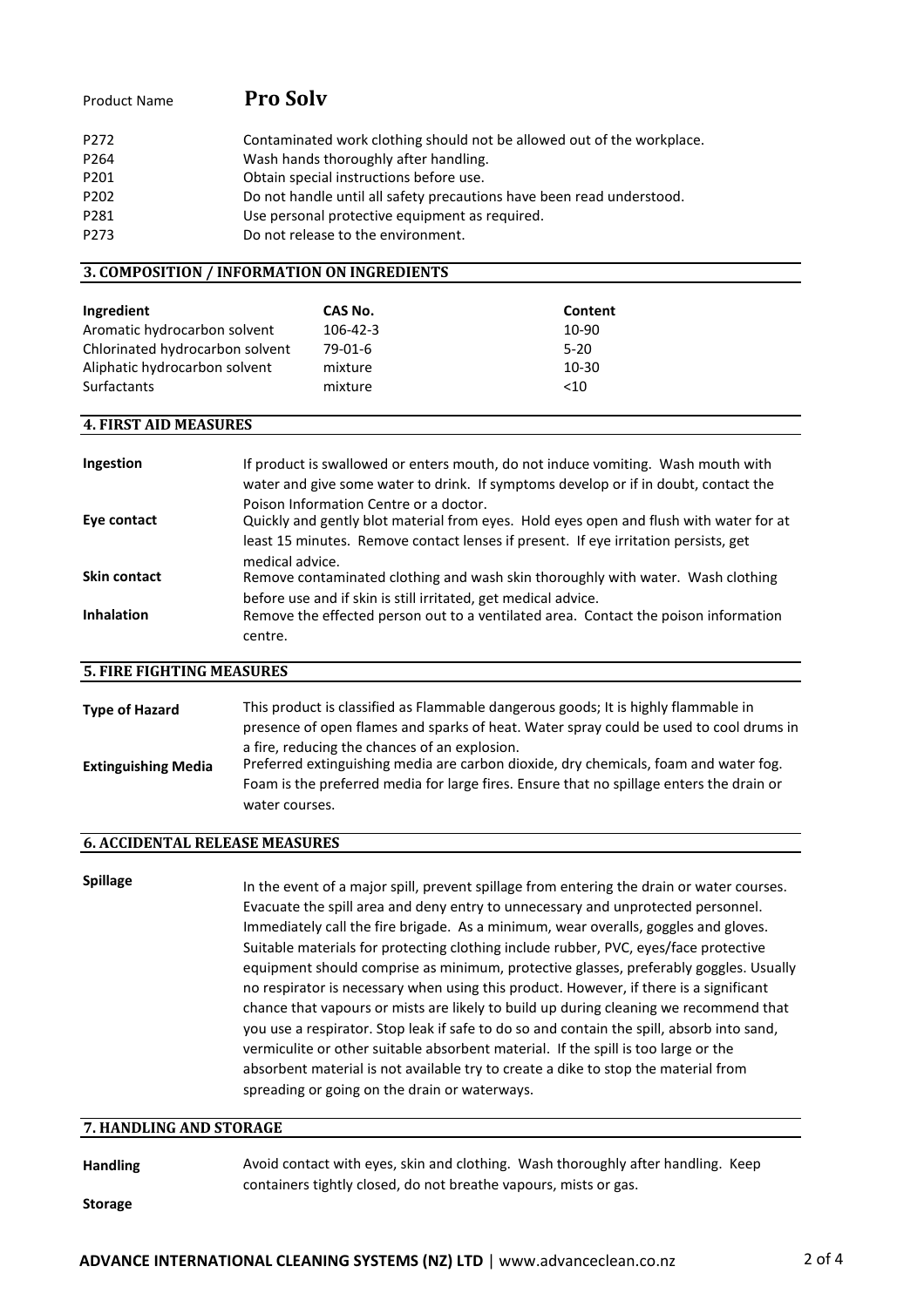Product Name **Pro Solv**

| | |
|---|---|
| P272 | Contaminated work clothing should not be allowed out of the workplace. |
| P264 | Wash hands thoroughly after handling. |
| P201 | Obtain special instructions before use. |
| P202 | Do not handle until all safety precautions have been read understood. |
| P281 | Use personal protective equipment as required. |
| P273 | Do not release to the environment. |

## 3. COMPOSITION / INFORMATION ON INGREDIENTS

| Ingredient | CAS No. | Content |
|---|---|---|
| Aromatic hydrocarbon solvent | 106-42-3 | 10-90 |
| Chlorinated hydrocarbon solvent | 79-01-6 | 5-20 |
| Aliphatic hydrocarbon solvent | mixture | 10-30 |
| Surfactants | mixture | <10 |

## 4. FIRST AID MEASURES

**Ingestion** If product is swallowed or enters mouth, do not induce vomiting. Wash mouth with water and give some water to drink. If symptoms develop or if in doubt, contact the Poison Information Centre or a doctor.

**Eye contact** Quickly and gently blot material from eyes. Hold eyes open and flush with water for at least 15 minutes. Remove contact lenses if present. If eye irritation persists, get medical advice.

**Skin contact** Remove contaminated clothing and wash skin thoroughly with water. Wash clothing before use and if skin is still irritated, get medical advice.

**Inhalation** Remove the effected person out to a ventilated area. Contact the poison information centre.

## 5. FIRE FIGHTING MEASURES

**Type of Hazard** This product is classified as Flammable dangerous goods; It is highly flammable in presence of open flames and sparks of heat. Water spray could be used to cool drums in a fire, reducing the chances of an explosion.

**Extinguishing Media** Preferred extinguishing media are carbon dioxide, dry chemicals, foam and water fog. Foam is the preferred media for large fires. Ensure that no spillage enters the drain or water courses.

## 6. ACCIDENTAL RELEASE MEASURES

**Spillage** In the event of a major spill, prevent spillage from entering the drain or water courses. Evacuate the spill area and deny entry to unnecessary and unprotected personnel. Immediately call the fire brigade. As a minimum, wear overalls, goggles and gloves. Suitable materials for protecting clothing include rubber, PVC, eyes/face protective equipment should comprise as minimum, protective glasses, preferably goggles. Usually no respirator is necessary when using this product. However, if there is a significant chance that vapours or mists are likely to build up during cleaning we recommend that you use a respirator. Stop leak if safe to do so and contain the spill, absorb into sand, vermiculite or other suitable absorbent material. If the spill is too large or the absorbent material is not available try to create a dike to stop the material from spreading or going on the drain or waterways.

## 7. HANDLING AND STORAGE

**Handling** Avoid contact with eyes, skin and clothing. Wash thoroughly after handling. Keep containers tightly closed, do not breathe vapours, mists or gas.

**Storage**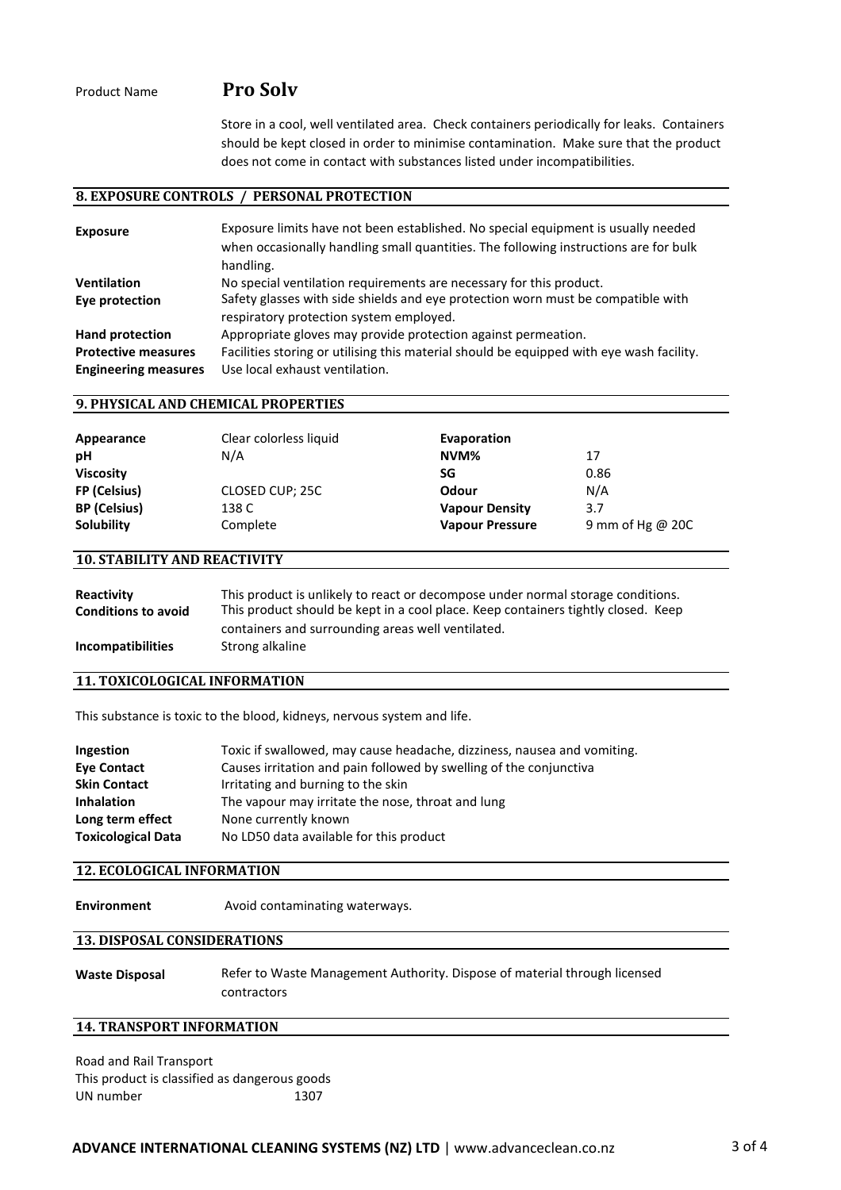Product Name **Pro Solv**

Store in a cool, well ventilated area. Check containers periodically for leaks. Containers should be kept closed in order to minimise contamination. Make sure that the product does not come in contact with substances listed under incompatibilities.

## 8. EXPOSURE CONTROLS / PERSONAL PROTECTION

| | |
|---|---|
| **Exposure** | Exposure limits have not been established. No special equipment is usually needed when occasionally handling small quantities. The following instructions are for bulk handling. |
| **Ventilation** | No special ventilation requirements are necessary for this product. |
| **Eye protection** | Safety glasses with side shields and eye protection worn must be compatible with respiratory protection system employed. |
| **Hand protection** | Appropriate gloves may provide protection against permeation. |
| **Protective measures** | Facilities storing or utilising this material should be equipped with eye wash facility. |
| **Engineering measures** | Use local exhaust ventilation. |

## 9. PHYSICAL AND CHEMICAL PROPERTIES

| | | | |
|---|---|---|---|
| **Appearance** | Clear colorless liquid | **Evaporation** | |
| **pH** | N/A | **NVM%** | 17 |
| **Viscosity** | | **SG** | 0.86 |
| **FP (Celsius)** | CLOSED CUP; 25C | **Odour** | N/A |
| **BP (Celsius)** | 138 C | **Vapour Density** | 3.7 |
| **Solubility** | Complete | **Vapour Pressure** | 9 mm of Hg @ 20C |

## 10. STABILITY AND REACTIVITY

| | |
|---|---|
| **Reactivity** | This product is unlikely to react or decompose under normal storage conditions. |
| **Conditions to avoid** | This product should be kept in a cool place. Keep containers tightly closed. Keep containers and surrounding areas well ventilated. |
| **Incompatibilities** | Strong alkaline |

## 11. TOXICOLOGICAL INFORMATION

This substance is toxic to the blood, kidneys, nervous system and life.

| | |
|---|---|
| **Ingestion** | Toxic if swallowed, may cause headache, dizziness, nausea and vomiting. |
| **Eye Contact** | Causes irritation and pain followed by swelling of the conjunctiva |
| **Skin Contact** | Irritating and burning to the skin |
| **Inhalation** | The vapour may irritate the nose, throat and lung |
| **Long term effect** | None currently known |
| **Toxicological Data** | No LD50 data available for this product |

## 12. ECOLOGICAL INFORMATION

**Environment** Avoid contaminating waterways.

## 13. DISPOSAL CONSIDERATIONS

**Waste Disposal** Refer to Waste Management Authority. Dispose of material through licensed contractors

## 14. TRANSPORT INFORMATION

Road and Rail Transport
This product is classified as dangerous goods
UN number 1307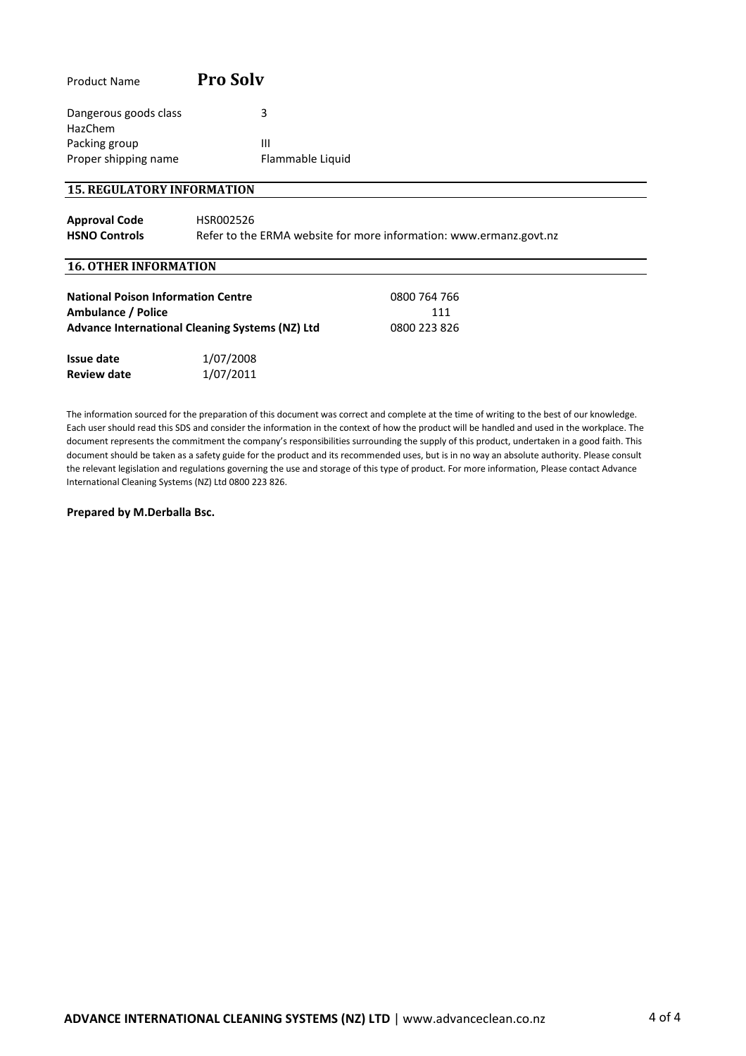Product Name **Pro Solv**

| | |
|---|---|
| Dangerous goods class | 3 |
| HazChem | |
| Packing group | III |
| Proper shipping name | Flammable Liquid |

## 15. REGULATORY INFORMATION

| | |
|---|---|
| **Approval Code** | HSR002526 |
| **HSNO Controls** | Refer to the ERMA website for more information: www.ermanz.govt.nz |

## 16. OTHER INFORMATION

| | |
|---|---|
| **National Poison Information Centre** | 0800 764 766 |
| **Ambulance / Police** | 111 |
| **Advance International Cleaning Systems (NZ) Ltd** | 0800 223 826 |

| | |
|---|---|
| **Issue date** | 1/07/2008 |
| **Review date** | 1/07/2011 |

The information sourced for the preparation of this document was correct and complete at the time of writing to the best of our knowledge. Each user should read this SDS and consider the information in the context of how the product will be handled and used in the workplace. The document represents the commitment the company's responsibilities surrounding the supply of this product, undertaken in a good faith. This document should be taken as a safety guide for the product and its recommended uses, but is in no way an absolute authority. Please consult the relevant legislation and regulations governing the use and storage of this type of product. For more information, Please contact Advance International Cleaning Systems (NZ) Ltd 0800 223 826.

**Prepared by M.Derballa Bsc.**